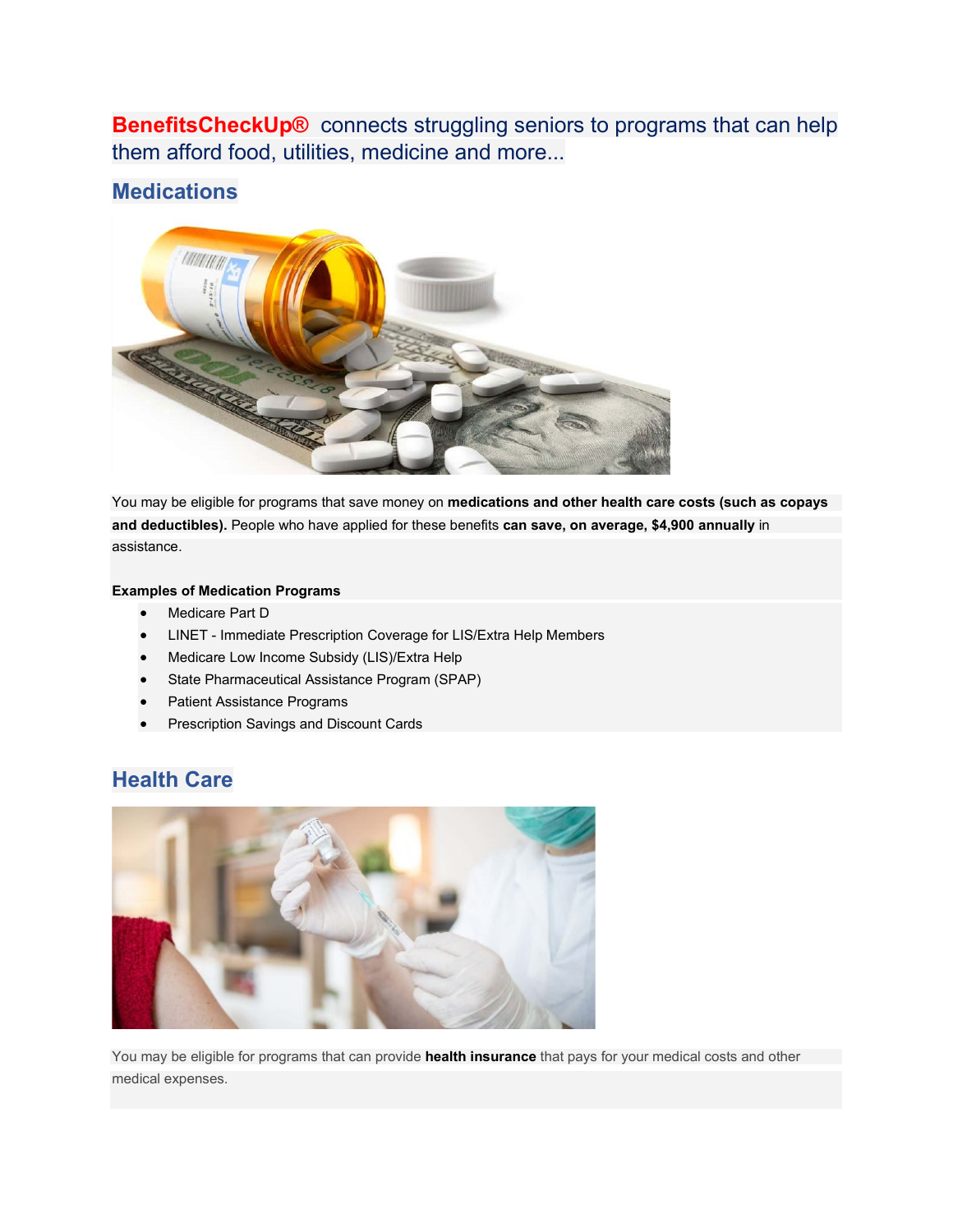**BenefitsCheckUp®** connects struggling seniors to programs that can help them afford food, utilities, medicine and more...

## Medications

You may be eligible for programs that save money on **medications and other health care costs (such as copays and deductibles).** People who have applied for these benefits **can save, on average, $4,900 annually** in assistance.

**Examples of Medication Programs**

- Medicare Part D
- LINET - Immediate Prescription Coverage for LIS/Extra Help Members
- Medicare Low Income Subsidy (LIS)/Extra Help
- State Pharmaceutical Assistance Program (SPAP)
- Patient Assistance Programs
- Prescription Savings and Discount Cards

## Health Care

You may be eligible for programs that can provide **health insurance** that pays for your medical costs and other medical expenses.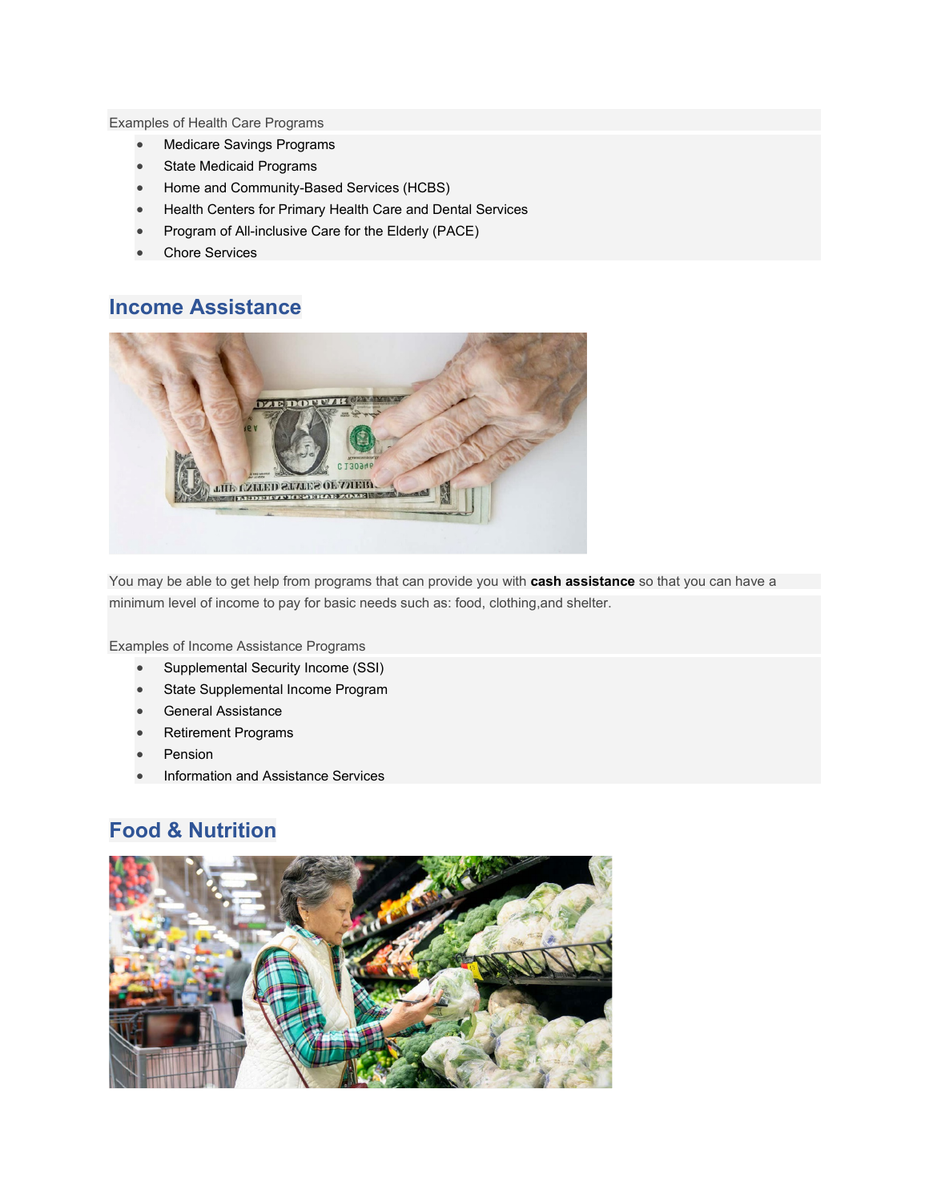Examples of Health Care Programs

- Medicare Savings Programs
- State Medicaid Programs
- Home and Community-Based Services (HCBS)
- Health Centers for Primary Health Care and Dental Services
- Program of All-inclusive Care for the Elderly (PACE)
- Chore Services

## Income Assistance

You may be able to get help from programs that can provide you with **cash assistance** so that you can have a minimum level of income to pay for basic needs such as: food, clothing,and shelter.

Examples of Income Assistance Programs

- Supplemental Security Income (SSI)
- State Supplemental Income Program
- General Assistance
- Retirement Programs
- Pension
- Information and Assistance Services

## Food & Nutrition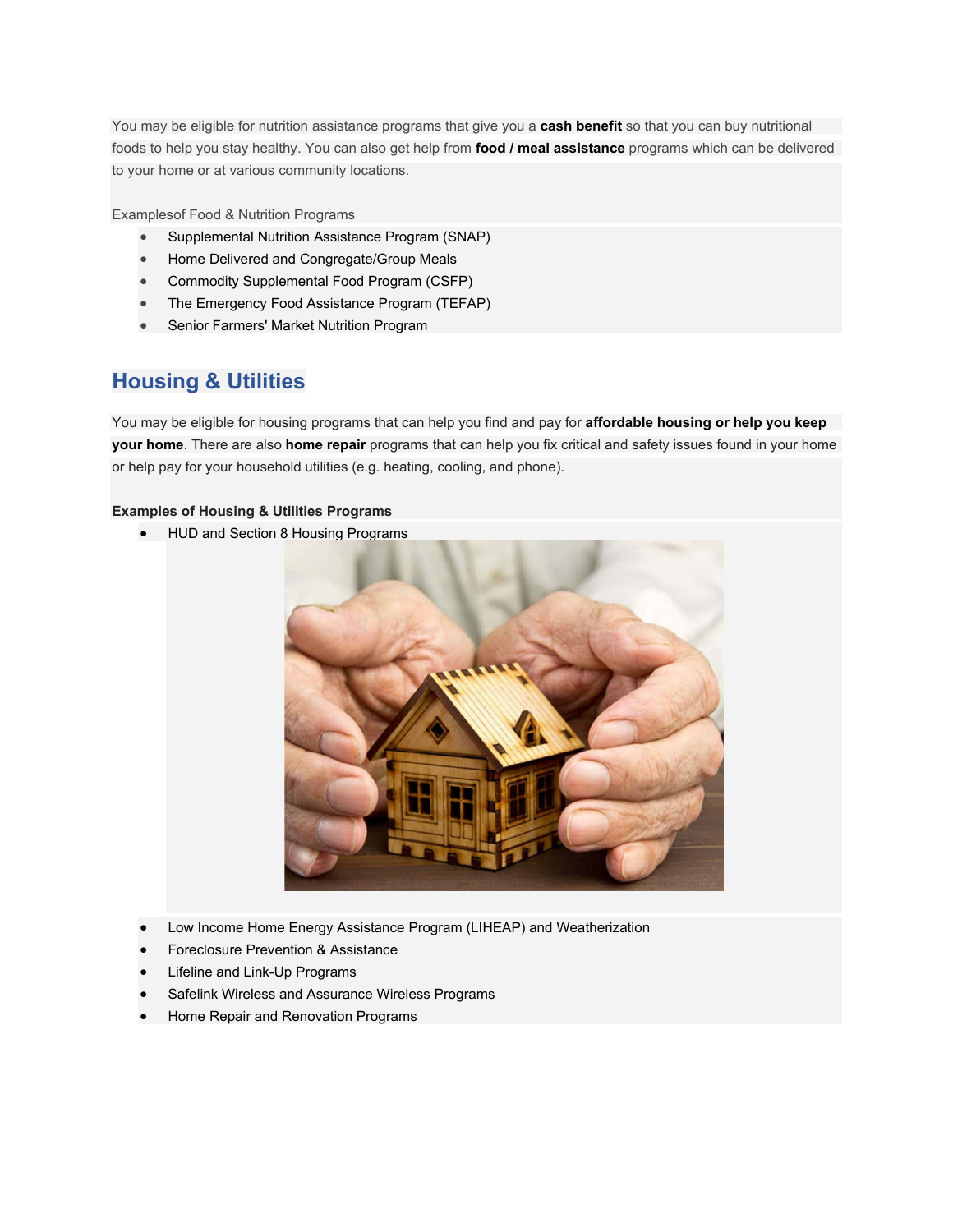You may be eligible for nutrition assistance programs that give you a **cash benefit** so that you can buy nutritional foods to help you stay healthy. You can also get help from **food / meal assistance** programs which can be delivered to your home or at various community locations.

Examplesof Food & Nutrition Programs

- Supplemental Nutrition Assistance Program (SNAP)
- Home Delivered and Congregate/Group Meals
- Commodity Supplemental Food Program (CSFP)
- The Emergency Food Assistance Program (TEFAP)
- Senior Farmers' Market Nutrition Program

## Housing & Utilities

You may be eligible for housing programs that can help you find and pay for **affordable housing or help you keep your home**. There are also **home repair** programs that can help you fix critical and safety issues found in your home or help pay for your household utilities (e.g. heating, cooling, and phone).

**Examples of Housing & Utilities Programs**

- HUD and Section 8 Housing Programs
- Low Income Home Energy Assistance Program (LIHEAP) and Weatherization
- Foreclosure Prevention & Assistance
- Lifeline and Link-Up Programs
- Safelink Wireless and Assurance Wireless Programs
- Home Repair and Renovation Programs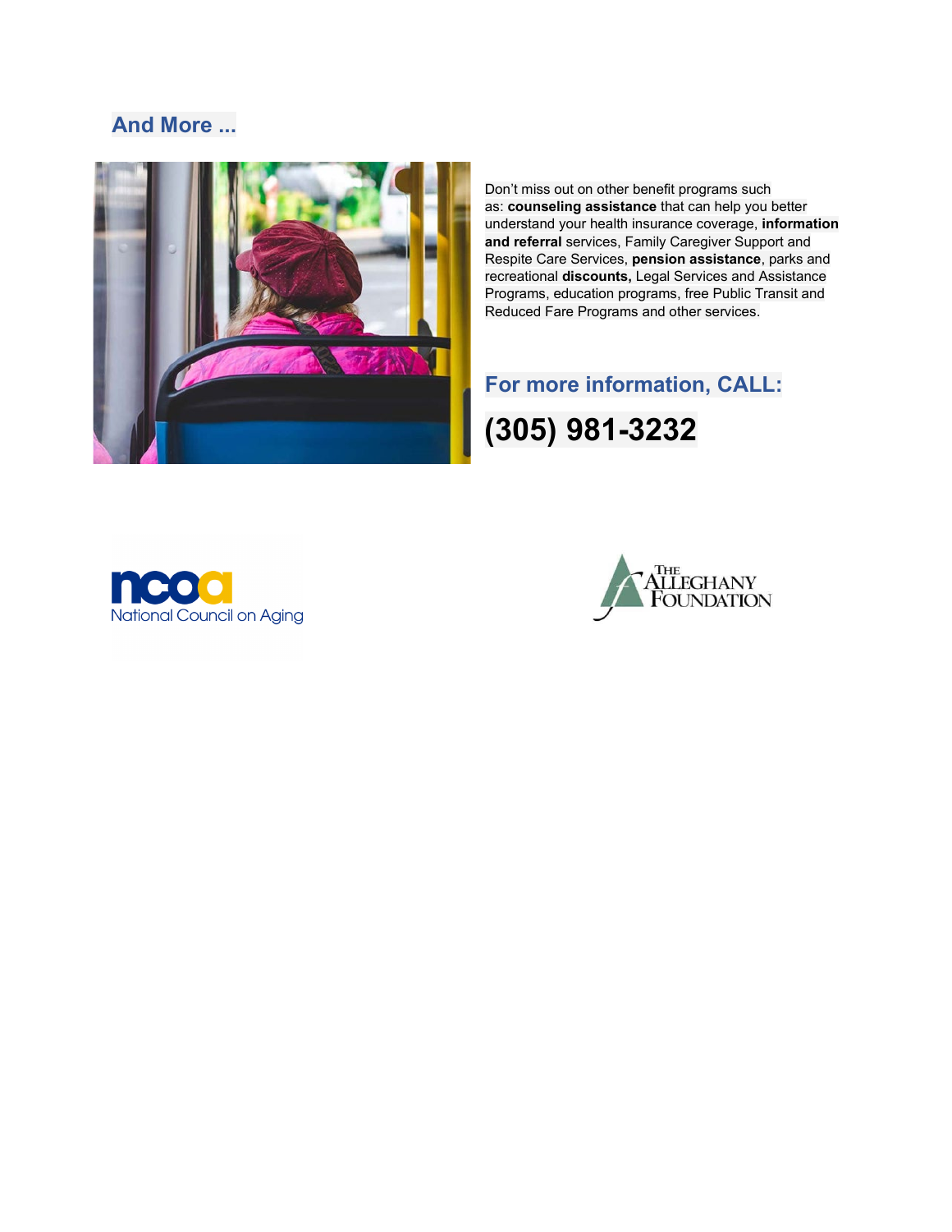## And More ...

Don't miss out on other benefit programs such as: **counseling assistance** that can help you better understand your health insurance coverage, **information and referral** services, Family Caregiver Support and Respite Care Services, **pension assistance**, parks and recreational **discounts,** Legal Services and Assistance Programs, education programs, free Public Transit and Reduced Fare Programs and other services.

## For more information, CALL:

# (305) 981-3232

ncoa National Council on Aging

The Alleghany Foundation